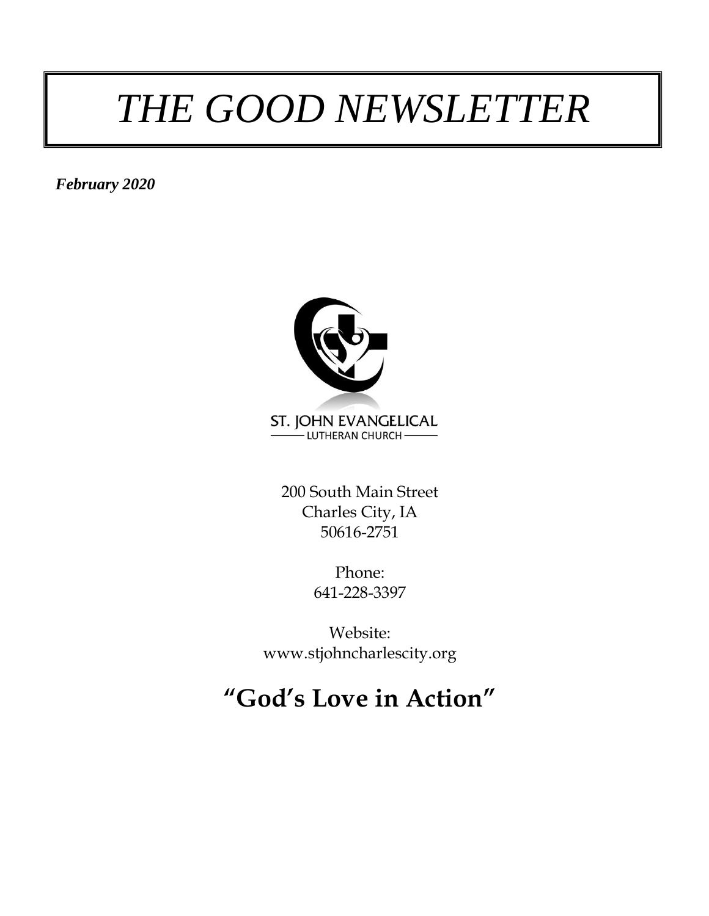# *THE GOOD NEWSLETTER*

***February 2020***

ST. JOHN EVANGELICAL
LUTHERAN CHURCH

200 South Main Street
Charles City, IA
50616-2751

Phone:
641-228-3397

Website:
www.stjohncharlescity.org

## **"God's Love in Action"**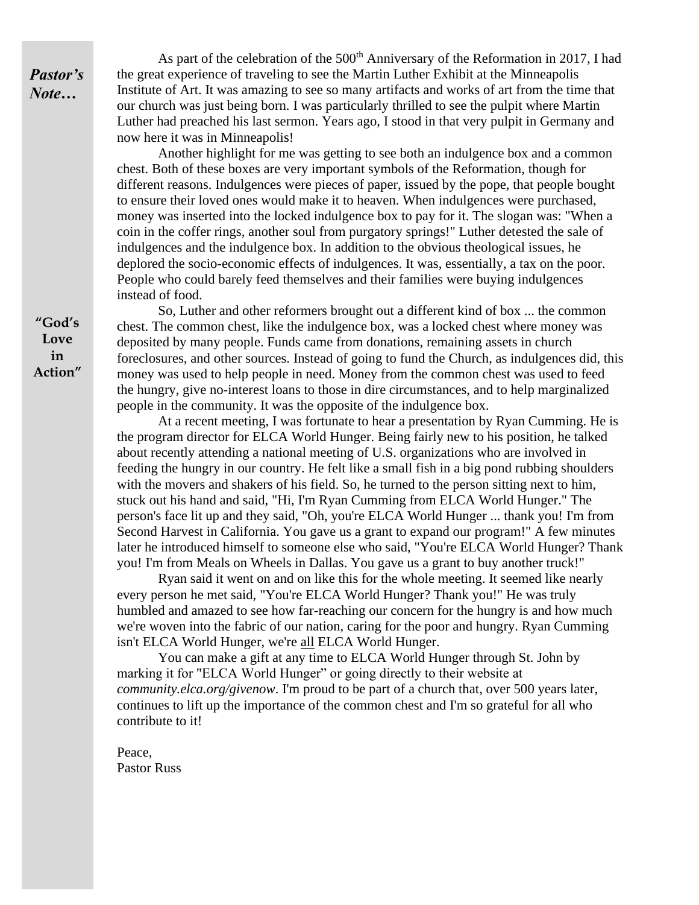## *Pastor's Note…*

**"God's Love in Action"**

As part of the celebration of the 500th Anniversary of the Reformation in 2017, I had the great experience of traveling to see the Martin Luther Exhibit at the Minneapolis Institute of Art. It was amazing to see so many artifacts and works of art from the time that our church was just being born. I was particularly thrilled to see the pulpit where Martin Luther had preached his last sermon. Years ago, I stood in that very pulpit in Germany and now here it was in Minneapolis!

Another highlight for me was getting to see both an indulgence box and a common chest. Both of these boxes are very important symbols of the Reformation, though for different reasons. Indulgences were pieces of paper, issued by the pope, that people bought to ensure their loved ones would make it to heaven. When indulgences were purchased, money was inserted into the locked indulgence box to pay for it. The slogan was: "When a coin in the coffer rings, another soul from purgatory springs!" Luther detested the sale of indulgences and the indulgence box. In addition to the obvious theological issues, he deplored the socio-economic effects of indulgences. It was, essentially, a tax on the poor. People who could barely feed themselves and their families were buying indulgences instead of food.

So, Luther and other reformers brought out a different kind of box ... the common chest. The common chest, like the indulgence box, was a locked chest where money was deposited by many people. Funds came from donations, remaining assets in church foreclosures, and other sources. Instead of going to fund the Church, as indulgences did, this money was used to help people in need. Money from the common chest was used to feed the hungry, give no-interest loans to those in dire circumstances, and to help marginalized people in the community. It was the opposite of the indulgence box.

At a recent meeting, I was fortunate to hear a presentation by Ryan Cumming. He is the program director for ELCA World Hunger. Being fairly new to his position, he talked about recently attending a national meeting of U.S. organizations who are involved in feeding the hungry in our country. He felt like a small fish in a big pond rubbing shoulders with the movers and shakers of his field. So, he turned to the person sitting next to him, stuck out his hand and said, "Hi, I'm Ryan Cumming from ELCA World Hunger." The person's face lit up and they said, "Oh, you're ELCA World Hunger ... thank you! I'm from Second Harvest in California. You gave us a grant to expand our program!" A few minutes later he introduced himself to someone else who said, "You're ELCA World Hunger? Thank you! I'm from Meals on Wheels in Dallas. You gave us a grant to buy another truck!"

Ryan said it went on and on like this for the whole meeting. It seemed like nearly every person he met said, "You're ELCA World Hunger? Thank you!" He was truly humbled and amazed to see how far-reaching our concern for the hungry is and how much we're woven into the fabric of our nation, caring for the poor and hungry. Ryan Cumming isn't ELCA World Hunger, we're <u>all</u> ELCA World Hunger.

You can make a gift at any time to ELCA World Hunger through St. John by marking it for "ELCA World Hunger" or going directly to their website at *community.elca.org/givenow*. I'm proud to be part of a church that, over 500 years later, continues to lift up the importance of the common chest and I'm so grateful for all who contribute to it!

Peace,
Pastor Russ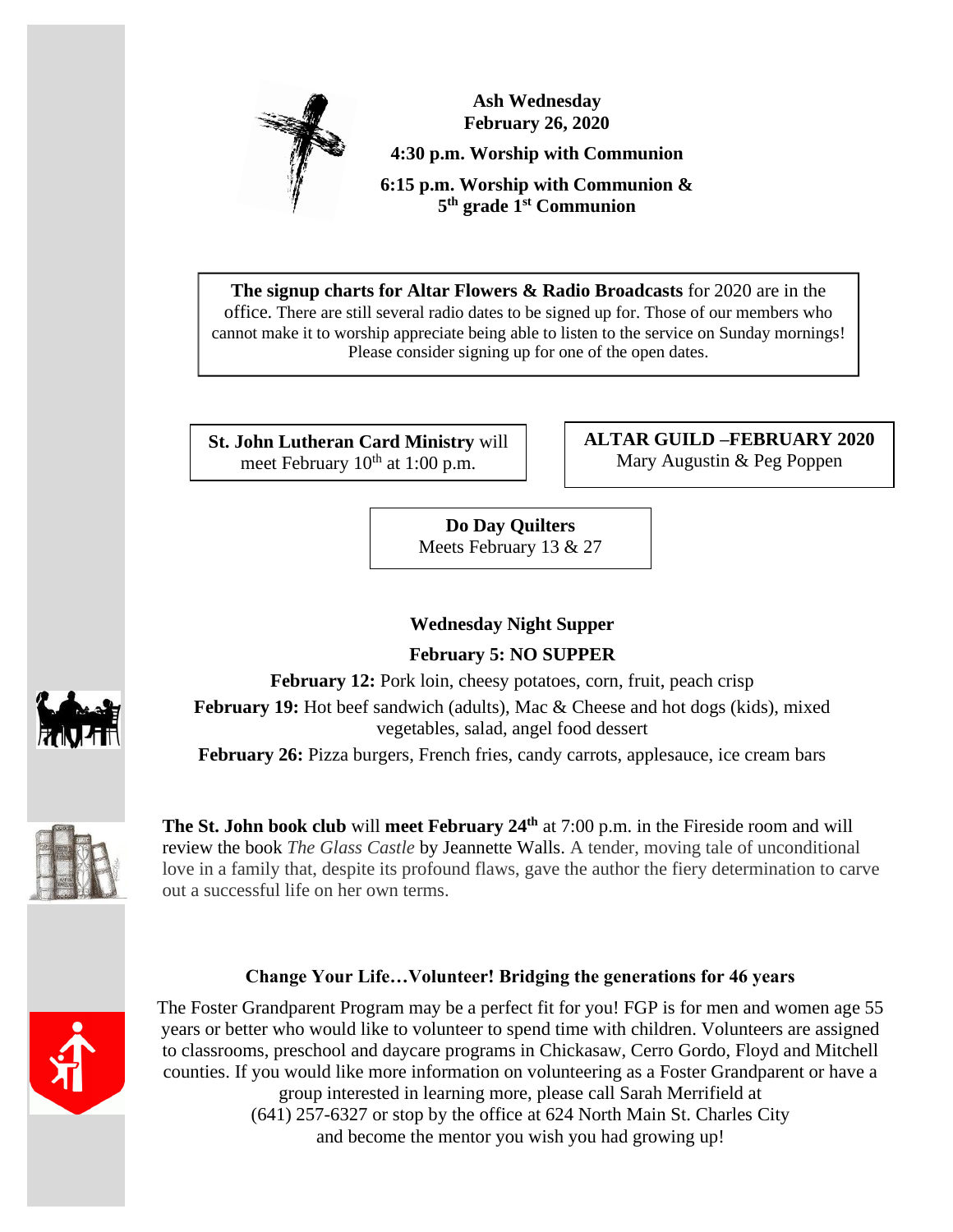**Ash Wednesday**
**February 26, 2020**

**4:30 p.m. Worship with Communion**

**6:15 p.m. Worship with Communion &**
**5th grade 1st Communion**

**The signup charts for Altar Flowers & Radio Broadcasts** for 2020 are in the office. There are still several radio dates to be signed up for. Those of our members who cannot make it to worship appreciate being able to listen to the service on Sunday mornings! Please consider signing up for one of the open dates.

**St. John Lutheran Card Ministry** will meet February 10th at 1:00 p.m.

**ALTAR GUILD –FEBRUARY 2020**
Mary Augustin & Peg Poppen

**Do Day Quilters**
Meets February 13 & 27

**Wednesday Night Supper**

**February 5: NO SUPPER**

**February 12:** Pork loin, cheesy potatoes, corn, fruit, peach crisp

**February 19:** Hot beef sandwich (adults), Mac & Cheese and hot dogs (kids), mixed vegetables, salad, angel food dessert

**February 26:** Pizza burgers, French fries, candy carrots, applesauce, ice cream bars

**The St. John book club** will **meet February 24th** at 7:00 p.m. in the Fireside room and will review the book *The Glass Castle* by Jeannette Walls. A tender, moving tale of unconditional love in a family that, despite its profound flaws, gave the author the fiery determination to carve out a successful life on her own terms.

**Change Your Life…Volunteer! Bridging the generations for 46 years**

The Foster Grandparent Program may be a perfect fit for you! FGP is for men and women age 55 years or better who would like to volunteer to spend time with children. Volunteers are assigned to classrooms, preschool and daycare programs in Chickasaw, Cerro Gordo, Floyd and Mitchell counties. If you would like more information on volunteering as a Foster Grandparent or have a group interested in learning more, please call Sarah Merrifield at (641) 257-6327 or stop by the office at 624 North Main St. Charles City and become the mentor you wish you had growing up!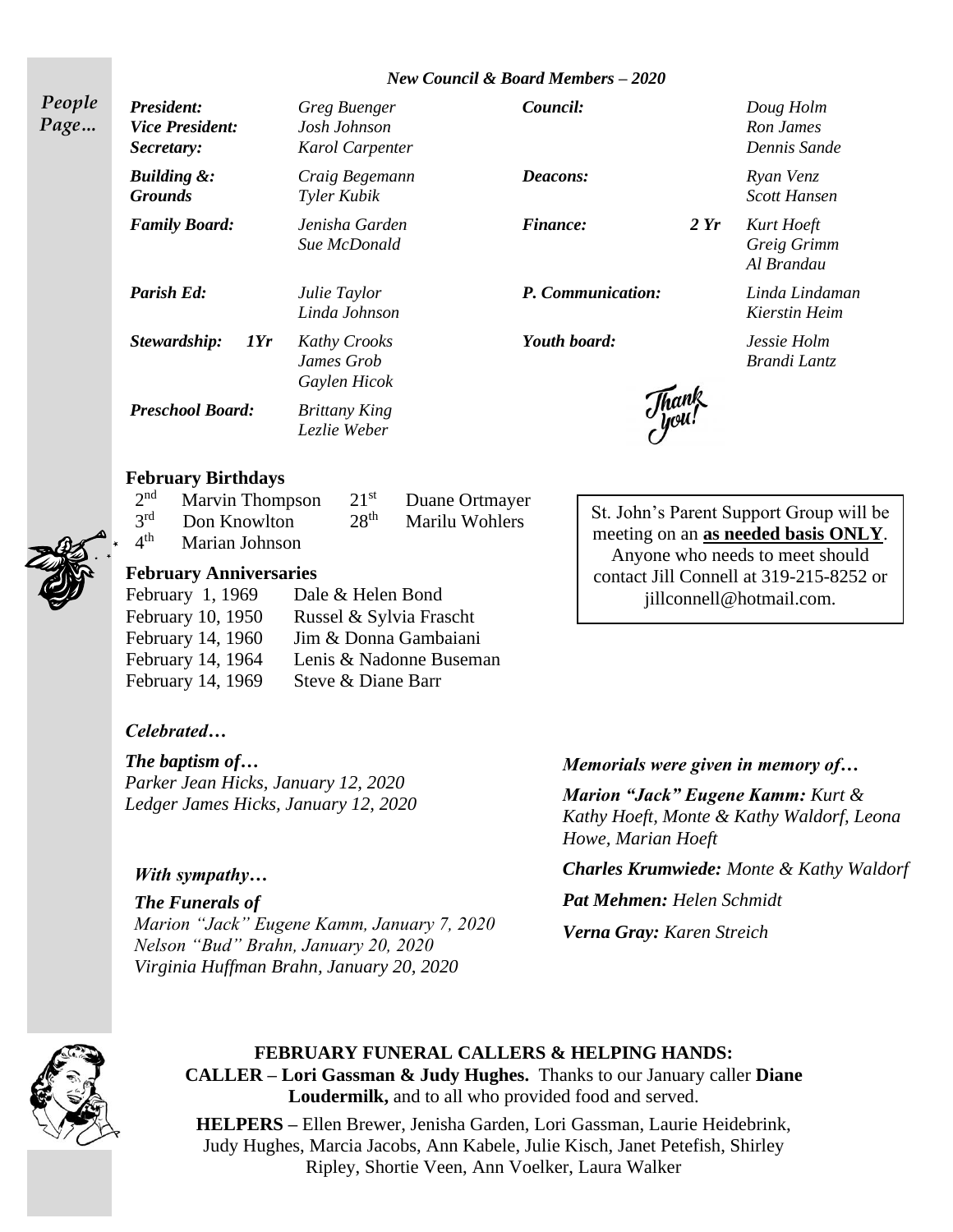*People Page…*

## *New Council & Board Members – 2020*

| | | | |
|---|---|---|---|
| ***President:*** | *Greg Buenger* | ***Council:*** | *Doug Holm* |
| ***Vice President:*** | *Josh Johnson* | | *Ron James* |
| ***Secretary:*** | *Karol Carpenter* | | *Dennis Sande* |
| ***Building & Grounds*** | *Craig Begemann, Tyler Kubik* | ***Deacons:*** | *Ryan Venz, Scott Hansen* |
| ***Family Board:*** | *Jenisha Garden, Sue McDonald* | ***Finance: 2 Yr*** | *Kurt Hoeft, Greig Grimm, Al Brandau* |
| ***Parish Ed:*** | *Julie Taylor, Linda Johnson* | ***P. Communication:*** | *Linda Lindaman, Kierstin Heim* |
| ***Stewardship: 1Yr*** | *Kathy Crooks, James Grob, Gaylen Hicok* | ***Youth board:*** | *Jessie Holm, Brandi Lantz* |
| ***Preschool Board:*** | *Brittany King, Lezlie Weber* | | |

*Thank you!*

### February Birthdays

2nd Marvin Thompson
3rd Don Knowlton
4th Marian Johnson
21st Duane Ortmayer
28th Marilu Wohlers

### February Anniversaries

February 1, 1969 Dale & Helen Bond
February 10, 1950 Russel & Sylvia Frascht
February 14, 1960 Jim & Donna Gambaiani
February 14, 1964 Lenis & Nadonne Buseman
February 14, 1969 Steve & Diane Barr

St. John's Parent Support Group will be meeting on an **as needed basis ONLY**. Anyone who needs to meet should contact Jill Connell at 319-215-8252 or jillconnell@hotmail.com.

*Celebrated…*

***The baptism of…***
*Parker Jean Hicks, January 12, 2020*
*Ledger James Hicks, January 12, 2020*

*With sympathy…*

***The Funerals of***
*Marion "Jack" Eugene Kamm, January 7, 2020*
*Nelson "Bud" Brahn, January 20, 2020*
*Virginia Huffman Brahn, January 20, 2020*

***Memorials were given in memory of…***

***Marion "Jack" Eugene Kamm:*** *Kurt & Kathy Hoeft, Monte & Kathy Waldorf, Leona Howe, Marian Hoeft*

***Charles Krumwiede:*** *Monte & Kathy Waldorf*

***Pat Mehmen:*** *Helen Schmidt*

***Verna Gray:*** *Karen Streich*

**FEBRUARY FUNERAL CALLERS & HELPING HANDS:**
**CALLER – Lori Gassman & Judy Hughes.** Thanks to our January caller **Diane Loudermilk,** and to all who provided food and served.

**HELPERS –** Ellen Brewer, Jenisha Garden, Lori Gassman, Laurie Heidebrink, Judy Hughes, Marcia Jacobs, Ann Kabele, Julie Kisch, Janet Petefish, Shirley Ripley, Shortie Veen, Ann Voelker, Laura Walker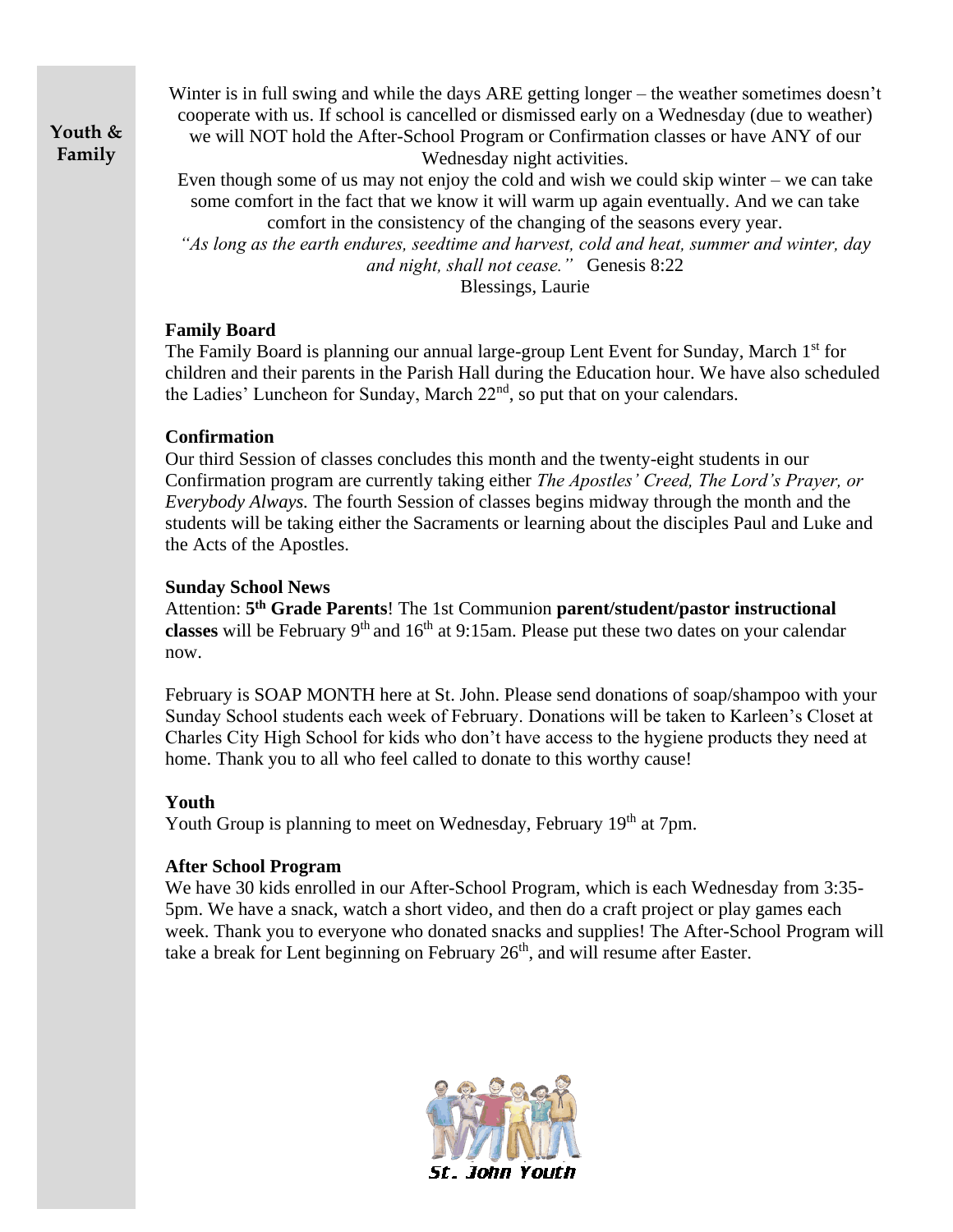## Youth & Family

Winter is in full swing and while the days ARE getting longer – the weather sometimes doesn't cooperate with us. If school is cancelled or dismissed early on a Wednesday (due to weather) we will NOT hold the After-School Program or Confirmation classes or have ANY of our Wednesday night activities.

Even though some of us may not enjoy the cold and wish we could skip winter – we can take some comfort in the fact that we know it will warm up again eventually. And we can take comfort in the consistency of the changing of the seasons every year.

*"As long as the earth endures, seedtime and harvest, cold and heat, summer and winter, day and night, shall not cease."* Genesis 8:22

Blessings, Laurie

**Family Board**

The Family Board is planning our annual large-group Lent Event for Sunday, March 1st for children and their parents in the Parish Hall during the Education hour. We have also scheduled the Ladies' Luncheon for Sunday, March 22nd, so put that on your calendars.

**Confirmation**

Our third Session of classes concludes this month and the twenty-eight students in our Confirmation program are currently taking either *The Apostles' Creed, The Lord's Prayer, or Everybody Always.* The fourth Session of classes begins midway through the month and the students will be taking either the Sacraments or learning about the disciples Paul and Luke and the Acts of the Apostles.

**Sunday School News**

Attention: **5th Grade Parents**! The 1st Communion **parent/student/pastor instructional classes** will be February 9th and 16th at 9:15am. Please put these two dates on your calendar now.

February is SOAP MONTH here at St. John. Please send donations of soap/shampoo with your Sunday School students each week of February. Donations will be taken to Karleen's Closet at Charles City High School for kids who don't have access to the hygiene products they need at home. Thank you to all who feel called to donate to this worthy cause!

**Youth**

Youth Group is planning to meet on Wednesday, February 19th at 7pm.

**After School Program**

We have 30 kids enrolled in our After-School Program, which is each Wednesday from 3:35-5pm. We have a snack, watch a short video, and then do a craft project or play games each week. Thank you to everyone who donated snacks and supplies! The After-School Program will take a break for Lent beginning on February 26th, and will resume after Easter.

St. John Youth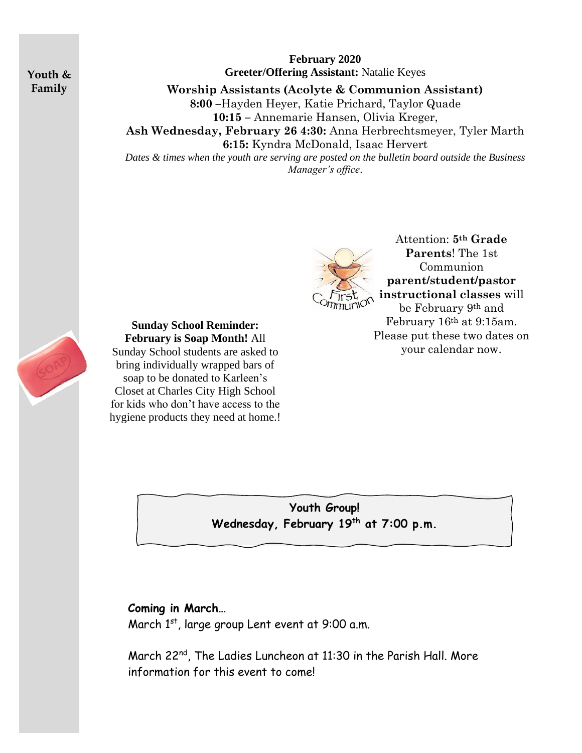**Youth & Family**

**February 2020**

**Greeter/Offering Assistant:** Natalie Keyes

**Worship Assistants (Acolyte & Communion Assistant)**

**8:00** –Hayden Heyer, Katie Prichard, Taylor Quade

**10:15** – Annemarie Hansen, Olivia Kreger,

**Ash Wednesday, February 26 4:30:** Anna Herbrechtsmeyer, Tyler Marth

**6:15:** Kyndra McDonald, Isaac Hervert

*Dates & times when the youth are serving are posted on the bulletin board outside the Business Manager's office.*

Attention: **5th Grade Parents**! The 1st Communion **parent/student/pastor instructional classes** will be February 9th and February 16th at 9:15am. Please put these two dates on your calendar now.

**Sunday School Reminder: February is Soap Month!** All Sunday School students are asked to bring individually wrapped bars of soap to be donated to Karleen's Closet at Charles City High School for kids who don't have access to the hygiene products they need at home.!

**Youth Group!**
**Wednesday, February 19th at 7:00 p.m.**

**Coming in March…**

March 1st, large group Lent event at 9:00 a.m.

March 22nd, The Ladies Luncheon at 11:30 in the Parish Hall. More information for this event to come!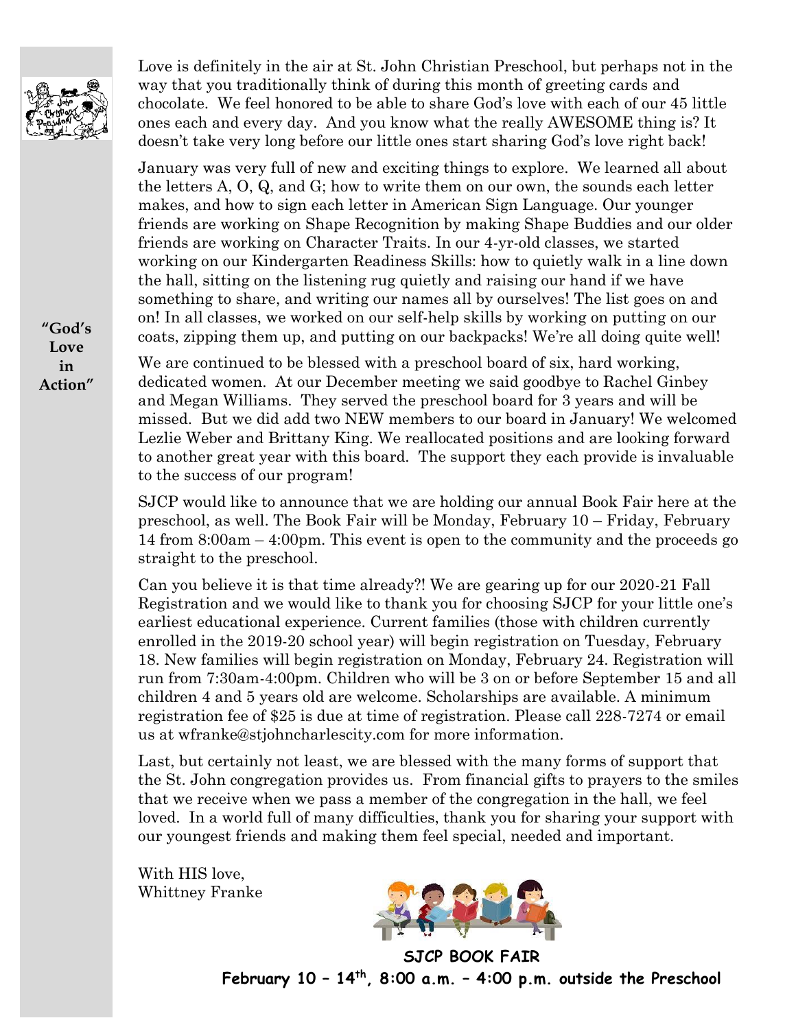**"God's Love in Action"**

Love is definitely in the air at St. John Christian Preschool, but perhaps not in the way that you traditionally think of during this month of greeting cards and chocolate. We feel honored to be able to share God's love with each of our 45 little ones each and every day. And you know what the really AWESOME thing is? It doesn't take very long before our little ones start sharing God's love right back!

January was very full of new and exciting things to explore. We learned all about the letters A, O, Q, and G; how to write them on our own, the sounds each letter makes, and how to sign each letter in American Sign Language. Our younger friends are working on Shape Recognition by making Shape Buddies and our older friends are working on Character Traits. In our 4-yr-old classes, we started working on our Kindergarten Readiness Skills: how to quietly walk in a line down the hall, sitting on the listening rug quietly and raising our hand if we have something to share, and writing our names all by ourselves! The list goes on and on! In all classes, we worked on our self-help skills by working on putting on our coats, zipping them up, and putting on our backpacks! We're all doing quite well!

We are continued to be blessed with a preschool board of six, hard working, dedicated women. At our December meeting we said goodbye to Rachel Ginbey and Megan Williams. They served the preschool board for 3 years and will be missed. But we did add two NEW members to our board in January! We welcomed Lezlie Weber and Brittany King. We reallocated positions and are looking forward to another great year with this board. The support they each provide is invaluable to the success of our program!

SJCP would like to announce that we are holding our annual Book Fair here at the preschool, as well. The Book Fair will be Monday, February 10 – Friday, February 14 from 8:00am – 4:00pm. This event is open to the community and the proceeds go straight to the preschool.

Can you believe it is that time already?! We are gearing up for our 2020-21 Fall Registration and we would like to thank you for choosing SJCP for your little one's earliest educational experience. Current families (those with children currently enrolled in the 2019-20 school year) will begin registration on Tuesday, February 18. New families will begin registration on Monday, February 24. Registration will run from 7:30am-4:00pm. Children who will be 3 on or before September 15 and all children 4 and 5 years old are welcome. Scholarships are available. A minimum registration fee of $25 is due at time of registration. Please call 228-7274 or email us at wfranke@stjohncharlescity.com for more information.

Last, but certainly not least, we are blessed with the many forms of support that the St. John congregation provides us. From financial gifts to prayers to the smiles that we receive when we pass a member of the congregation in the hall, we feel loved. In a world full of many difficulties, thank you for sharing your support with our youngest friends and making them feel special, needed and important.

With HIS love,
Whittney Franke

**SJCP BOOK FAIR**

**February 10 – 14th, 8:00 a.m. – 4:00 p.m. outside the Preschool**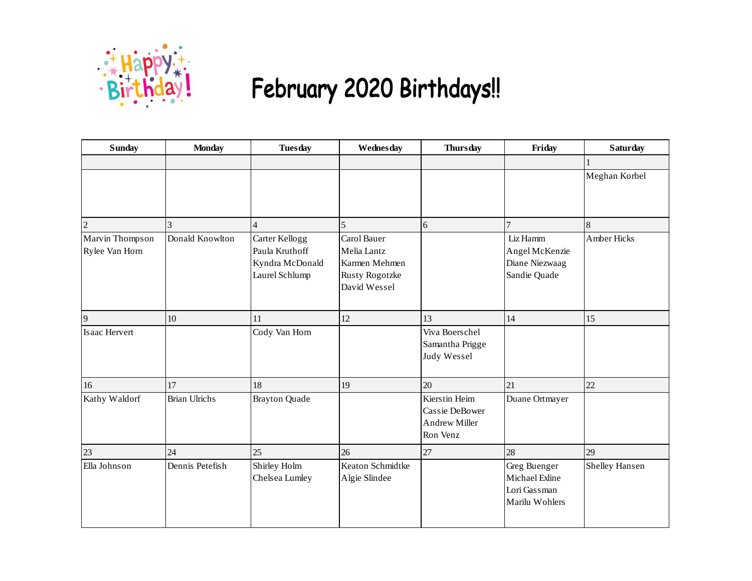# February 2020 Birthdays!!

| Sunday | Monday | Tuesday | Wednesday | Thursday | Friday | Saturday |
|---|---|---|---|---|---|---|
| | | | | | | 1 |
| | | | | | | Meghan Korbel |
| 2 | 3 | 4 | 5 | 6 | 7 | 8 |
| Marvin Thompson<br>Rylee Van Horn | Donald Knowlton | Carter Kellogg<br>Paula Kruthoff<br>Kyndra McDonald<br>Laurel Schlump | Carol Bauer<br>Melia Lantz<br>Karmen Mehmen<br>Rusty Rogotzke<br>David Wessel | | Liz Hamm<br>Angel McKenzie<br>Diane Niezwaag<br>Sandie Quade | Amber Hicks |
| 9 | 10 | 11 | 12 | 13 | 14 | 15 |
| Isaac Hervert | | Cody Van Horn | | Viva Boerschel<br>Samantha Prigge<br>Judy Wessel | | |
| 16 | 17 | 18 | 19 | 20 | 21 | 22 |
| Kathy Waldorf | Brian Ulrichs | Brayton Quade | | Kierstin Heim<br>Cassie DeBower<br>Andrew Miller<br>Ron Venz | Duane Ortmayer | |
| 23 | 24 | 25 | 26 | 27 | 28 | 29 |
| Ella Johnson | Dennis Petefish | Shirley Holm<br>Chelsea Lumley | Keaton Schmidtke<br>Algie Slindee | | Greg Buenger<br>Michael Exline<br>Lori Gassman<br>Marilu Wohlers | Shelley Hansen |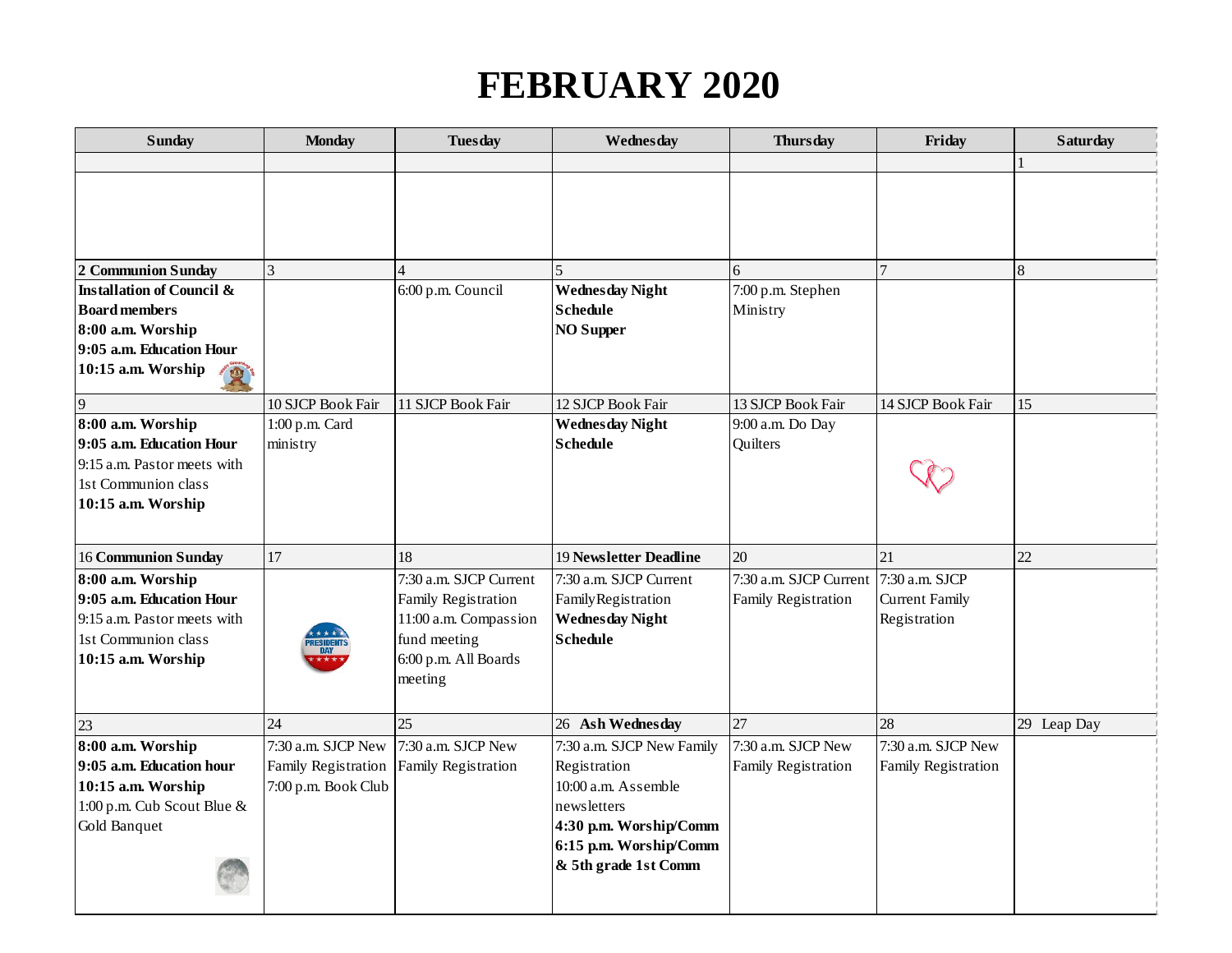# FEBRUARY 2020

| Sunday | Monday | Tuesday | Wednesday | Thursday | Friday | Saturday |
|---|---|---|---|---|---|---|
| | | | | | | 1 |
| **2 Communion Sunday**<br>**Installation of Council & Board members**<br>**8:00 a.m. Worship**<br>**9:05 a.m. Education Hour**<br>**10:15 a.m. Worship** | 3 | 4<br>6:00 p.m. Council | 5<br>**Wednesday Night Schedule**<br>**NO Supper** | 6<br>7:00 p.m. Stephen Ministry | 7 | 8 |
| 9<br>**8:00 a.m. Worship**<br>**9:05 a.m. Education Hour**<br>9:15 a.m. Pastor meets with 1st Communion class<br>**10:15 a.m. Worship** | 10 SJCP Book Fair<br>1:00 p.m. Card ministry | 11 SJCP Book Fair | 12 SJCP Book Fair<br>**Wednesday Night Schedule** | 13 SJCP Book Fair<br>9:00 a.m. Do Day Quilters | 14 SJCP Book Fair | 15 |
| 16 **Communion Sunday**<br>**8:00 a.m. Worship**<br>**9:05 a.m. Education Hour**<br>9:15 a.m. Pastor meets with 1st Communion class<br>**10:15 a.m. Worship** | 17 | 18<br>7:30 a.m. SJCP Current Family Registration<br>11:00 a.m. Compassion fund meeting<br>6:00 p.m. All Boards meeting | 19 **Newsletter Deadline**<br>7:30 a.m. SJCP Current FamilyRegistration<br>**Wednesday Night Schedule** | 20<br>7:30 a.m. SJCP Current Family Registration | 21<br>7:30 a.m. SJCP Current Family Registration | 22 |
| 23<br>**8:00 a.m. Worship**<br>**9:05 a.m. Education hour**<br>**10:15 a.m. Worship**<br>1:00 p.m. Cub Scout Blue & Gold Banquet | 24<br>7:30 a.m. SJCP New Family Registration<br>7:00 p.m. Book Club | 25<br>7:30 a.m. SJCP New Family Registration | 26 **Ash Wednesday**<br>7:30 a.m. SJCP New Family Registration<br>10:00 a.m. Assemble newsletters<br>**4:30 p.m. Worship/Comm**<br>**6:15 p.m. Worship/Comm & 5th grade 1st Comm** | 27<br>7:30 a.m. SJCP New Family Registration | 28<br>7:30 a.m. SJCP New Family Registration | 29 Leap Day |